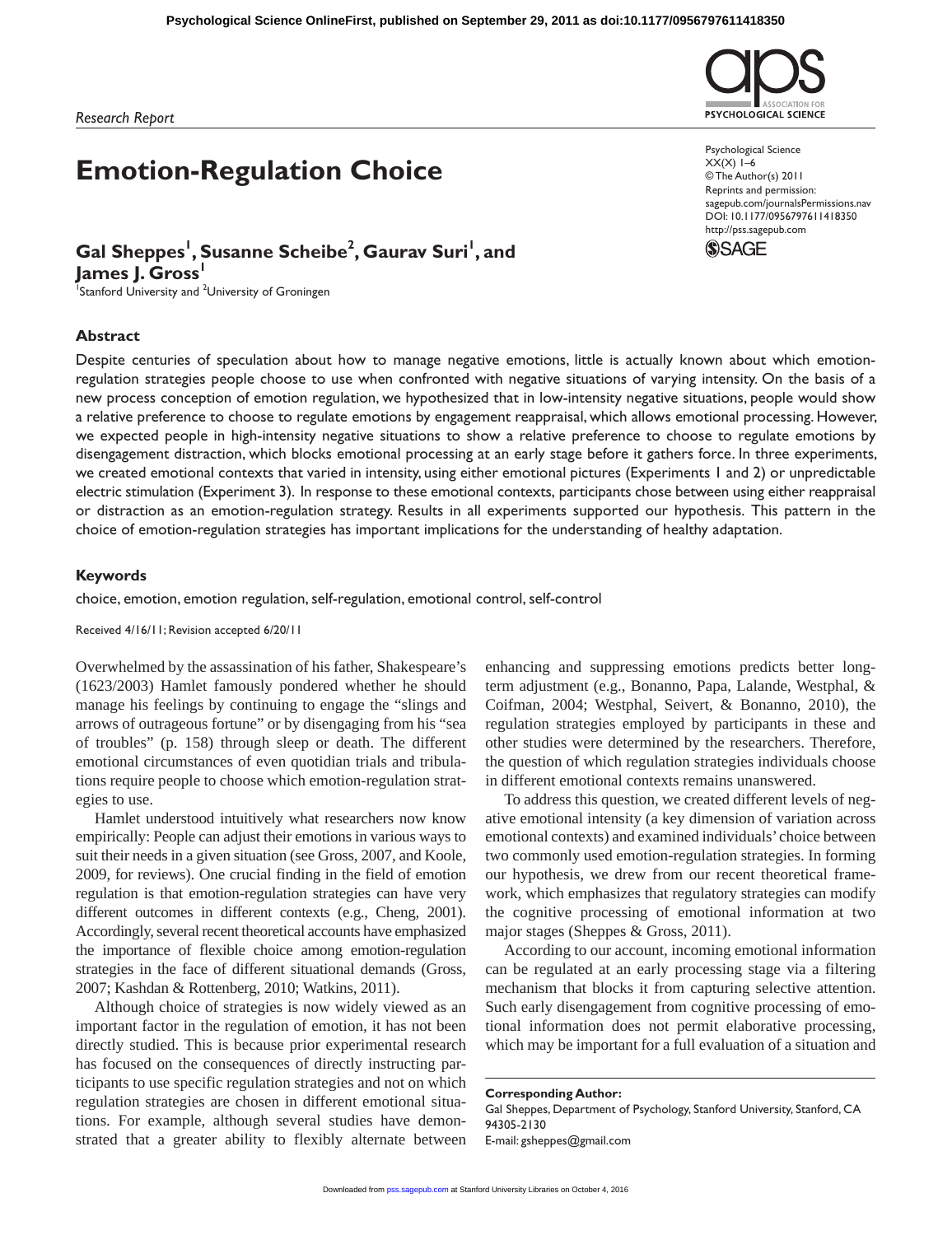Research Report

# Emotion-Regulation Choice

Psychological Science
XX(X) 1–6
© The Author(s) 2011
Reprints and permission: sagepub.com/journalsPermissions.nav
DOI: 10.1177/0956797611418350
http://pss.sagepub.com

**Gal Sheppes[1], Susanne Scheibe[2], Gaurav Suri[1], and James J. Gross[1]**

[1]Stanford University and [2]University of Groningen

## Abstract

Despite centuries of speculation about how to manage negative emotions, little is actually known about which emotion-regulation strategies people choose to use when confronted with negative situations of varying intensity. On the basis of a new process conception of emotion regulation, we hypothesized that in low-intensity negative situations, people would show a relative preference to choose to regulate emotions by engagement reappraisal, which allows emotional processing. However, we expected people in high-intensity negative situations to show a relative preference to choose to regulate emotions by disengagement distraction, which blocks emotional processing at an early stage before it gathers force. In three experiments, we created emotional contexts that varied in intensity, using either emotional pictures (Experiments 1 and 2) or unpredictable electric stimulation (Experiment 3). In response to these emotional contexts, participants chose between using either reappraisal or distraction as an emotion-regulation strategy. Results in all experiments supported our hypothesis. This pattern in the choice of emotion-regulation strategies has important implications for the understanding of healthy adaptation.

## Keywords

choice, emotion, emotion regulation, self-regulation, emotional control, self-control

Received 4/16/11; Revision accepted 6/20/11

Overwhelmed by the assassination of his father, Shakespeare's (1623/2003) Hamlet famously pondered whether he should manage his feelings by continuing to engage the "slings and arrows of outrageous fortune" or by disengaging from his "sea of troubles" (p. 158) through sleep or death. The different emotional circumstances of even quotidian trials and tribulations require people to choose which emotion-regulation strategies to use.

Hamlet understood intuitively what researchers now know empirically: People can adjust their emotions in various ways to suit their needs in a given situation (see Gross, 2007, and Koole, 2009, for reviews). One crucial finding in the field of emotion regulation is that emotion-regulation strategies can have very different outcomes in different contexts (e.g., Cheng, 2001). Accordingly, several recent theoretical accounts have emphasized the importance of flexible choice among emotion-regulation strategies in the face of different situational demands (Gross, 2007; Kashdan & Rottenberg, 2010; Watkins, 2011).

Although choice of strategies is now widely viewed as an important factor in the regulation of emotion, it has not been directly studied. This is because prior experimental research has focused on the consequences of directly instructing participants to use specific regulation strategies and not on which regulation strategies are chosen in different emotional situations. For example, although several studies have demonstrated that a greater ability to flexibly alternate between enhancing and suppressing emotions predicts better long-term adjustment (e.g., Bonanno, Papa, Lalande, Westphal, & Coifman, 2004; Westphal, Seivert, & Bonanno, 2010), the regulation strategies employed by participants in these and other studies were determined by the researchers. Therefore, the question of which regulation strategies individuals choose in different emotional contexts remains unanswered.

To address this question, we created different levels of negative emotional intensity (a key dimension of variation across emotional contexts) and examined individuals' choice between two commonly used emotion-regulation strategies. In forming our hypothesis, we drew from our recent theoretical framework, which emphasizes that regulatory strategies can modify the cognitive processing of emotional information at two major stages (Sheppes & Gross, 2011).

According to our account, incoming emotional information can be regulated at an early processing stage via a filtering mechanism that blocks it from capturing selective attention. Such early disengagement from cognitive processing of emotional information does not permit elaborative processing, which may be important for a full evaluation of a situation and

**Corresponding Author:**
Gal Sheppes, Department of Psychology, Stanford University, Stanford, CA 94305-2130
E-mail: gsheppes@gmail.com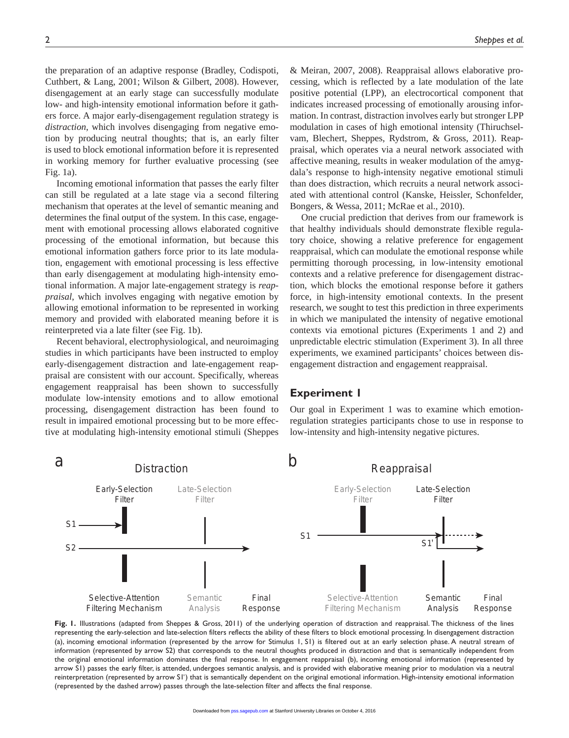the preparation of an adaptive response (Bradley, Codispoti, Cuthbert, & Lang, 2001; Wilson & Gilbert, 2008). However, disengagement at an early stage can successfully modulate low- and high-intensity emotional information before it gathers force. A major early-disengagement regulation strategy is *distraction*, which involves disengaging from negative emotion by producing neutral thoughts; that is, an early filter is used to block emotional information before it is represented in working memory for further evaluative processing (see Fig. 1a).

Incoming emotional information that passes the early filter can still be regulated at a late stage via a second filtering mechanism that operates at the level of semantic meaning and determines the final output of the system. In this case, engagement with emotional processing allows elaborated cognitive processing of the emotional information, but because this emotional information gathers force prior to its late modulation, engagement with emotional processing is less effective than early disengagement at modulating high-intensity emotional information. A major late-engagement strategy is *reappraisal*, which involves engaging with negative emotion by allowing emotional information to be represented in working memory and provided with elaborated meaning before it is reinterpreted via a late filter (see Fig. 1b).

Recent behavioral, electrophysiological, and neuroimaging studies in which participants have been instructed to employ early-disengagement distraction and late-engagement reappraisal are consistent with our account. Specifically, whereas engagement reappraisal has been shown to successfully modulate low-intensity emotions and to allow emotional processing, disengagement distraction has been found to result in impaired emotional processing but to be more effective at modulating high-intensity emotional stimuli (Sheppes & Meiran, 2007, 2008). Reappraisal allows elaborative processing, which is reflected by a late modulation of the late positive potential (LPP), an electrocortical component that indicates increased processing of emotionally arousing information. In contrast, distraction involves early but stronger LPP modulation in cases of high emotional intensity (Thiruchselvam, Blechert, Sheppes, Rydstrom, & Gross, 2011). Reappraisal, which operates via a neural network associated with affective meaning, results in weaker modulation of the amygdala's response to high-intensity negative emotional stimuli than does distraction, which recruits a neural network associated with attentional control (Kanske, Heissler, Schonfelder, Bongers, & Wessa, 2011; McRae et al., 2010).

One crucial prediction that derives from our framework is that healthy individuals should demonstrate flexible regulatory choice, showing a relative preference for engagement reappraisal, which can modulate the emotional response while permitting thorough processing, in low-intensity emotional contexts and a relative preference for disengagement distraction, which blocks the emotional response before it gathers force, in high-intensity emotional contexts. In the present research, we sought to test this prediction in three experiments in which we manipulated the intensity of negative emotional contexts via emotional pictures (Experiments 1 and 2) and unpredictable electric stimulation (Experiment 3). In all three experiments, we examined participants' choices between disengagement distraction and engagement reappraisal.

## Experiment 1

Our goal in Experiment 1 was to examine which emotion-regulation strategies participants chose to use in response to low-intensity and high-intensity negative pictures.

**Fig. 1.** Illustrations (adapted from Sheppes & Gross, 2011) of the underlying operation of distraction and reappraisal. The thickness of the lines representing the early-selection and late-selection filters reflects the ability of these filters to block emotional processing. In disengagement distraction (a), incoming emotional information (represented by the arrow for Stimulus 1, S1) is filtered out at an early selection phase. A neutral stream of information (represented by arrow S2) that corresponds to the neutral thoughts produced in distraction and that is semantically independent from the original emotional information dominates the final response. In engagement reappraisal (b), incoming emotional information (represented by arrow S1) passes the early filter, is attended, undergoes semantic analysis, and is provided with elaborative meaning prior to modulation via a neutral reinterpretation (represented by arrow S1′) that is semantically dependent on the original emotional information. High-intensity emotional information (represented by the dashed arrow) passes through the late-selection filter and affects the final response.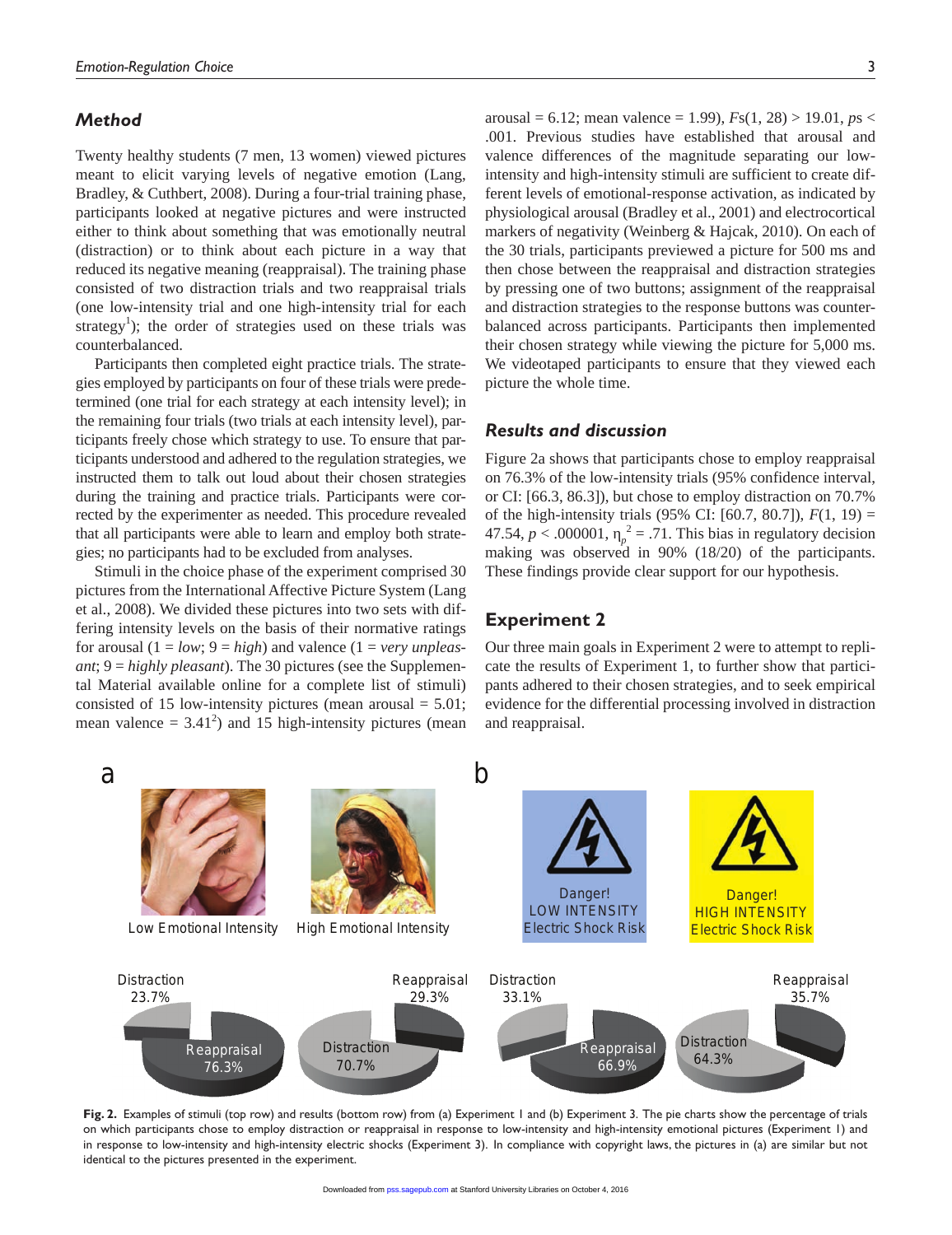### Method

Twenty healthy students (7 men, 13 women) viewed pictures meant to elicit varying levels of negative emotion (Lang, Bradley, & Cuthbert, 2008). During a four-trial training phase, participants looked at negative pictures and were instructed either to think about something that was emotionally neutral (distraction) or to think about each picture in a way that reduced its negative meaning (reappraisal). The training phase consisted of two distraction trials and two reappraisal trials (one low-intensity trial and one high-intensity trial for each strategy[1]); the order of strategies used on these trials was counterbalanced.

Participants then completed eight practice trials. The strategies employed by participants on four of these trials were predetermined (one trial for each strategy at each intensity level); in the remaining four trials (two trials at each intensity level), participants freely chose which strategy to use. To ensure that participants understood and adhered to the regulation strategies, we instructed them to talk out loud about their chosen strategies during the training and practice trials. Participants were corrected by the experimenter as needed. This procedure revealed that all participants were able to learn and employ both strategies; no participants had to be excluded from analyses.

Stimuli in the choice phase of the experiment comprised 30 pictures from the International Affective Picture System (Lang et al., 2008). We divided these pictures into two sets with differing intensity levels on the basis of their normative ratings for arousal (1 = *low*; 9 = *high*) and valence (1 = *very unpleasant*; 9 = *highly pleasant*). The 30 pictures (see the Supplemental Material available online for a complete list of stimuli) consisted of 15 low-intensity pictures (mean arousal = 5.01; mean valence = 3.41[2]) and 15 high-intensity pictures (mean arousal = 6.12; mean valence = 1.99), $Fs(1, 28) > 19.01$, $ps < .001$. Previous studies have established that arousal and valence differences of the magnitude separating our low-intensity and high-intensity stimuli are sufficient to create different levels of emotional-response activation, as indicated by physiological arousal (Bradley et al., 2001) and electrocortical markers of negativity (Weinberg & Hajcak, 2010). On each of the 30 trials, participants previewed a picture for 500 ms and then chose between the reappraisal and distraction strategies by pressing one of two buttons; assignment of the reappraisal and distraction strategies to the response buttons was counterbalanced across participants. Participants then implemented their chosen strategy while viewing the picture for 5,000 ms. We videotaped participants to ensure that they viewed each picture the whole time.

### Results and discussion

Figure 2a shows that participants chose to employ reappraisal on 76.3% of the low-intensity trials (95% confidence interval, or CI: [66.3, 86.3]), but chose to employ distraction on 70.7% of the high-intensity trials (95% CI: [60.7, 80.7]), $F(1, 19) = 47.54$, $p < .000001$, $\eta_p^2 = .71$. This bias in regulatory decision making was observed in 90% (18/20) of the participants. These findings provide clear support for our hypothesis.

## Experiment 2

Our three main goals in Experiment 2 were to attempt to replicate the results of Experiment 1, to further show that participants adhered to their chosen strategies, and to seek empirical evidence for the differential processing involved in distraction and reappraisal.

**Fig. 2.** Examples of stimuli (top row) and results (bottom row) from (a) Experiment 1 and (b) Experiment 3. The pie charts show the percentage of trials on which participants chose to employ distraction or reappraisal in response to low-intensity and high-intensity emotional pictures (Experiment 1) and in response to low-intensity and high-intensity electric shocks (Experiment 3). In compliance with copyright laws, the pictures in (a) are similar but not identical to the pictures presented in the experiment.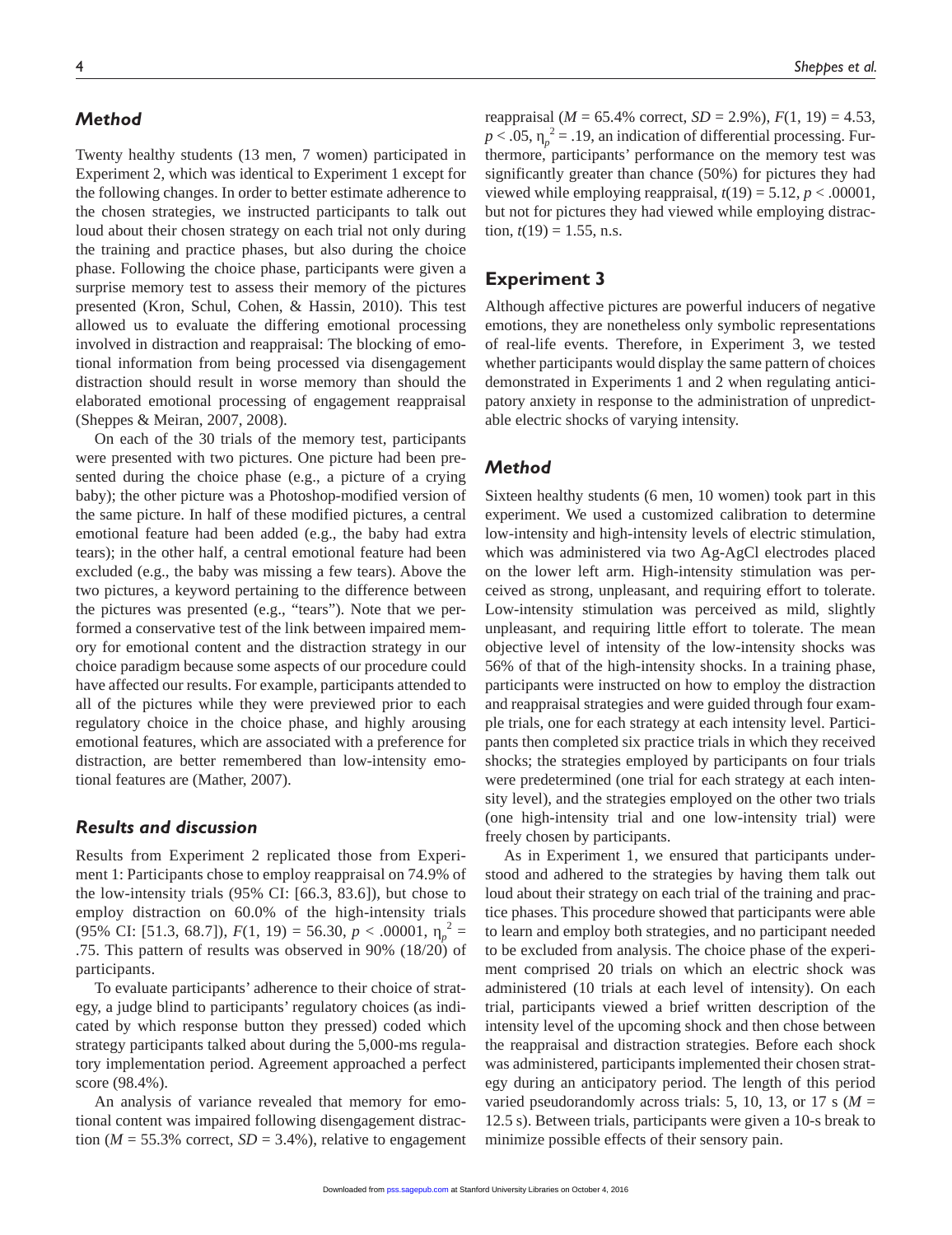### *Method*

Twenty healthy students (13 men, 7 women) participated in Experiment 2, which was identical to Experiment 1 except for the following changes. In order to better estimate adherence to the chosen strategies, we instructed participants to talk out loud about their chosen strategy on each trial not only during the training and practice phases, but also during the choice phase. Following the choice phase, participants were given a surprise memory test to assess their memory of the pictures presented (Kron, Schul, Cohen, & Hassin, 2010). This test allowed us to evaluate the differing emotional processing involved in distraction and reappraisal: The blocking of emotional information from being processed via disengagement distraction should result in worse memory than should the elaborated emotional processing of engagement reappraisal (Sheppes & Meiran, 2007, 2008).

On each of the 30 trials of the memory test, participants were presented with two pictures. One picture had been presented during the choice phase (e.g., a picture of a crying baby); the other picture was a Photoshop-modified version of the same picture. In half of these modified pictures, a central emotional feature had been added (e.g., the baby had extra tears); in the other half, a central emotional feature had been excluded (e.g., the baby was missing a few tears). Above the two pictures, a keyword pertaining to the difference between the pictures was presented (e.g., "tears"). Note that we performed a conservative test of the link between impaired memory for emotional content and the distraction strategy in our choice paradigm because some aspects of our procedure could have affected our results. For example, participants attended to all of the pictures while they were previewed prior to each regulatory choice in the choice phase, and highly arousing emotional features, which are associated with a preference for distraction, are better remembered than low-intensity emotional features are (Mather, 2007).

### *Results and discussion*

Results from Experiment 2 replicated those from Experiment 1: Participants chose to employ reappraisal on 74.9% of the low-intensity trials (95% CI: [66.3, 83.6]), but chose to employ distraction on 60.0% of the high-intensity trials (95% CI: [51.3, 68.7]), $F(1, 19) = 56.30$, $p < .00001$, $\eta_p^2 = .75$. This pattern of results was observed in 90% (18/20) of participants.

To evaluate participants' adherence to their choice of strategy, a judge blind to participants' regulatory choices (as indicated by which response button they pressed) coded which strategy participants talked about during the 5,000-ms regulatory implementation period. Agreement approached a perfect score (98.4%).

An analysis of variance revealed that memory for emotional content was impaired following disengagement distraction ($M = 55.3\%$ correct, $SD = 3.4\%$), relative to engagement reappraisal ($M = 65.4\%$ correct, $SD = 2.9\%$), $F(1, 19) = 4.53$, $p < .05$, $\eta_p^2 = .19$, an indication of differential processing. Furthermore, participants' performance on the memory test was significantly greater than chance (50%) for pictures they had viewed while employing reappraisal, $t(19) = 5.12$, $p < .00001$, but not for pictures they had viewed while employing distraction, $t(19) = 1.55$, n.s.

## Experiment 3

Although affective pictures are powerful inducers of negative emotions, they are nonetheless only symbolic representations of real-life events. Therefore, in Experiment 3, we tested whether participants would display the same pattern of choices demonstrated in Experiments 1 and 2 when regulating anticipatory anxiety in response to the administration of unpredictable electric shocks of varying intensity.

### *Method*

Sixteen healthy students (6 men, 10 women) took part in this experiment. We used a customized calibration to determine low-intensity and high-intensity levels of electric stimulation, which was administered via two Ag-AgCl electrodes placed on the lower left arm. High-intensity stimulation was perceived as strong, unpleasant, and requiring effort to tolerate. Low-intensity stimulation was perceived as mild, slightly unpleasant, and requiring little effort to tolerate. The mean objective level of intensity of the low-intensity shocks was 56% of that of the high-intensity shocks. In a training phase, participants were instructed on how to employ the distraction and reappraisal strategies and were guided through four example trials, one for each strategy at each intensity level. Participants then completed six practice trials in which they received shocks; the strategies employed by participants on four trials were predetermined (one trial for each strategy at each intensity level), and the strategies employed on the other two trials (one high-intensity trial and one low-intensity trial) were freely chosen by participants.

As in Experiment 1, we ensured that participants understood and adhered to the strategies by having them talk out loud about their strategy on each trial of the training and practice phases. This procedure showed that participants were able to learn and employ both strategies, and no participant needed to be excluded from analysis. The choice phase of the experiment comprised 20 trials on which an electric shock was administered (10 trials at each level of intensity). On each trial, participants viewed a brief written description of the intensity level of the upcoming shock and then chose between the reappraisal and distraction strategies. Before each shock was administered, participants implemented their chosen strategy during an anticipatory period. The length of this period varied pseudorandomly across trials: 5, 10, 13, or 17 s ($M = 12.5$ s). Between trials, participants were given a 10-s break to minimize possible effects of their sensory pain.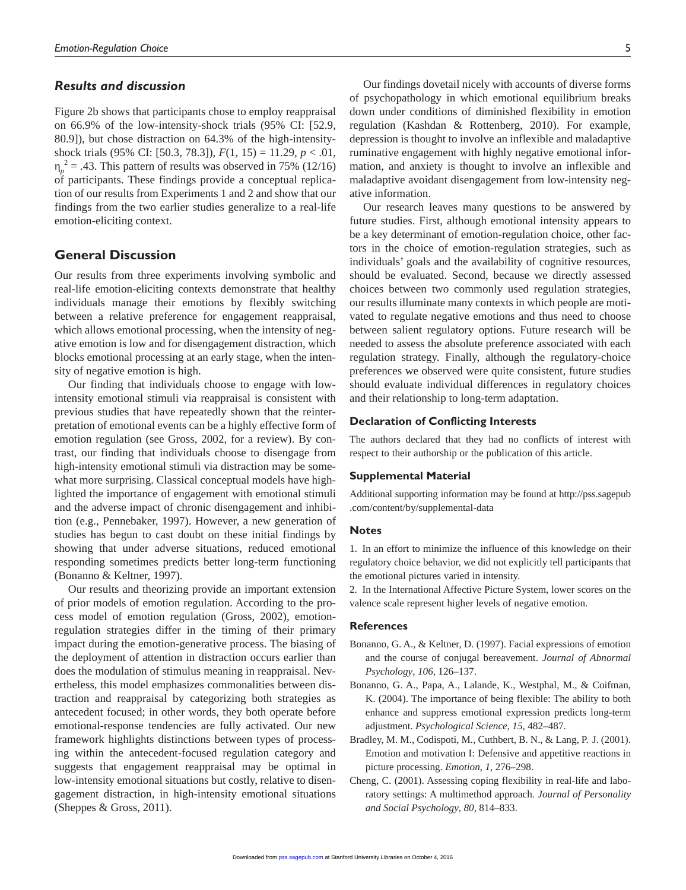### Results and discussion

Figure 2b shows that participants chose to employ reappraisal on 66.9% of the low-intensity-shock trials (95% CI: [52.9, 80.9]), but chose distraction on 64.3% of the high-intensity-shock trials (95% CI: [50.3, 78.3]), $F(1, 15) = 11.29$, $p < .01$, $\eta_p^2 = .43$. This pattern of results was observed in 75% (12/16) of participants. These findings provide a conceptual replication of our results from Experiments 1 and 2 and show that our findings from the two earlier studies generalize to a real-life emotion-eliciting context.

## General Discussion

Our results from three experiments involving symbolic and real-life emotion-eliciting contexts demonstrate that healthy individuals manage their emotions by flexibly switching between a relative preference for engagement reappraisal, which allows emotional processing, when the intensity of negative emotion is low and for disengagement distraction, which blocks emotional processing at an early stage, when the intensity of negative emotion is high.

Our finding that individuals choose to engage with low-intensity emotional stimuli via reappraisal is consistent with previous studies that have repeatedly shown that the reinterpretation of emotional events can be a highly effective form of emotion regulation (see Gross, 2002, for a review). By contrast, our finding that individuals choose to disengage from high-intensity emotional stimuli via distraction may be somewhat more surprising. Classical conceptual models have highlighted the importance of engagement with emotional stimuli and the adverse impact of chronic disengagement and inhibition (e.g., Pennebaker, 1997). However, a new generation of studies has begun to cast doubt on these initial findings by showing that under adverse situations, reduced emotional responding sometimes predicts better long-term functioning (Bonanno & Keltner, 1997).

Our results and theorizing provide an important extension of prior models of emotion regulation. According to the process model of emotion regulation (Gross, 2002), emotion-regulation strategies differ in the timing of their primary impact during the emotion-generative process. The biasing of the deployment of attention in distraction occurs earlier than does the modulation of stimulus meaning in reappraisal. Nevertheless, this model emphasizes commonalities between distraction and reappraisal by categorizing both strategies as antecedent focused; in other words, they both operate before emotional-response tendencies are fully activated. Our new framework highlights distinctions between types of processing within the antecedent-focused regulation category and suggests that engagement reappraisal may be optimal in low-intensity emotional situations but costly, relative to disengagement distraction, in high-intensity emotional situations (Sheppes & Gross, 2011).

Our findings dovetail nicely with accounts of diverse forms of psychopathology in which emotional equilibrium breaks down under conditions of diminished flexibility in emotion regulation (Kashdan & Rottenberg, 2010). For example, depression is thought to involve an inflexible and maladaptive ruminative engagement with highly negative emotional information, and anxiety is thought to involve an inflexible and maladaptive avoidant disengagement from low-intensity negative information.

Our research leaves many questions to be answered by future studies. First, although emotional intensity appears to be a key determinant of emotion-regulation choice, other factors in the choice of emotion-regulation strategies, such as individuals' goals and the availability of cognitive resources, should be evaluated. Second, because we directly assessed choices between two commonly used regulation strategies, our results illuminate many contexts in which people are motivated to regulate negative emotions and thus need to choose between salient regulatory options. Future research will be needed to assess the absolute preference associated with each regulation strategy. Finally, although the regulatory-choice preferences we observed were quite consistent, future studies should evaluate individual differences in regulatory choices and their relationship to long-term adaptation.

### Declaration of Conflicting Interests

The authors declared that they had no conflicts of interest with respect to their authorship or the publication of this article.

### Supplemental Material

Additional supporting information may be found at http://pss.sagepub.com/content/by/supplemental-data

### Notes

1. In an effort to minimize the influence of this knowledge on their regulatory choice behavior, we did not explicitly tell participants that the emotional pictures varied in intensity.

2. In the International Affective Picture System, lower scores on the valence scale represent higher levels of negative emotion.

### References

Bonanno, G. A., & Keltner, D. (1997). Facial expressions of emotion and the course of conjugal bereavement. *Journal of Abnormal Psychology*, *106*, 126–137.

Bonanno, G. A., Papa, A., Lalande, K., Westphal, M., & Coifman, K. (2004). The importance of being flexible: The ability to both enhance and suppress emotional expression predicts long-term adjustment. *Psychological Science*, *15*, 482–487.

Bradley, M. M., Codispoti, M., Cuthbert, B. N., & Lang, P. J. (2001). Emotion and motivation I: Defensive and appetitive reactions in picture processing. *Emotion*, *1*, 276–298.

Cheng, C. (2001). Assessing coping flexibility in real-life and laboratory settings: A multimethod approach. *Journal of Personality and Social Psychology*, *80*, 814–833.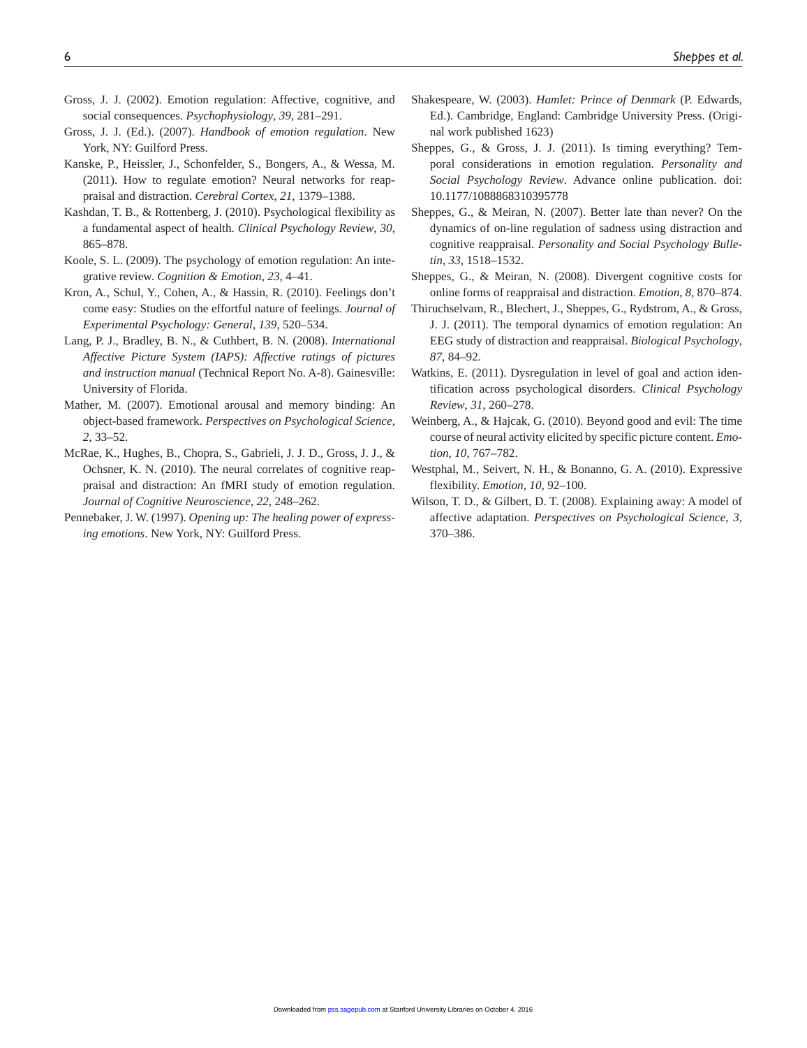Gross, J. J. (2002). Emotion regulation: Affective, cognitive, and social consequences. *Psychophysiology*, *39*, 281–291.

Gross, J. J. (Ed.). (2007). *Handbook of emotion regulation*. New York, NY: Guilford Press.

Kanske, P., Heissler, J., Schonfelder, S., Bongers, A., & Wessa, M. (2011). How to regulate emotion? Neural networks for reappraisal and distraction. *Cerebral Cortex*, *21*, 1379–1388.

Kashdan, T. B., & Rottenberg, J. (2010). Psychological flexibility as a fundamental aspect of health. *Clinical Psychology Review*, *30*, 865–878.

Koole, S. L. (2009). The psychology of emotion regulation: An integrative review. *Cognition & Emotion*, *23*, 4–41.

Kron, A., Schul, Y., Cohen, A., & Hassin, R. (2010). Feelings don't come easy: Studies on the effortful nature of feelings. *Journal of Experimental Psychology: General*, *139*, 520–534.

Lang, P. J., Bradley, B. N., & Cuthbert, B. N. (2008). *International Affective Picture System (IAPS): Affective ratings of pictures and instruction manual* (Technical Report No. A-8). Gainesville: University of Florida.

Mather, M. (2007). Emotional arousal and memory binding: An object-based framework. *Perspectives on Psychological Science*, *2*, 33–52.

McRae, K., Hughes, B., Chopra, S., Gabrieli, J. J. D., Gross, J. J., & Ochsner, K. N. (2010). The neural correlates of cognitive reappraisal and distraction: An fMRI study of emotion regulation. *Journal of Cognitive Neuroscience*, *22*, 248–262.

Pennebaker, J. W. (1997). *Opening up: The healing power of expressing emotions*. New York, NY: Guilford Press.

Shakespeare, W. (2003). *Hamlet: Prince of Denmark* (P. Edwards, Ed.). Cambridge, England: Cambridge University Press. (Original work published 1623)

Sheppes, G., & Gross, J. J. (2011). Is timing everything? Temporal considerations in emotion regulation. *Personality and Social Psychology Review*. Advance online publication. doi: 10.1177/1088868310395778

Sheppes, G., & Meiran, N. (2007). Better late than never? On the dynamics of on-line regulation of sadness using distraction and cognitive reappraisal. *Personality and Social Psychology Bulletin*, *33*, 1518–1532.

Sheppes, G., & Meiran, N. (2008). Divergent cognitive costs for online forms of reappraisal and distraction. *Emotion*, *8*, 870–874.

Thiruchselvam, R., Blechert, J., Sheppes, G., Rydstrom, A., & Gross, J. J. (2011). The temporal dynamics of emotion regulation: An EEG study of distraction and reappraisal. *Biological Psychology*, *87*, 84–92.

Watkins, E. (2011). Dysregulation in level of goal and action identification across psychological disorders. *Clinical Psychology Review*, *31*, 260–278.

Weinberg, A., & Hajcak, G. (2010). Beyond good and evil: The time course of neural activity elicited by specific picture content. *Emotion*, *10*, 767–782.

Westphal, M., Seivert, N. H., & Bonanno, G. A. (2010). Expressive flexibility. *Emotion*, *10*, 92–100.

Wilson, T. D., & Gilbert, D. T. (2008). Explaining away: A model of affective adaptation. *Perspectives on Psychological Science*, *3*, 370–386.